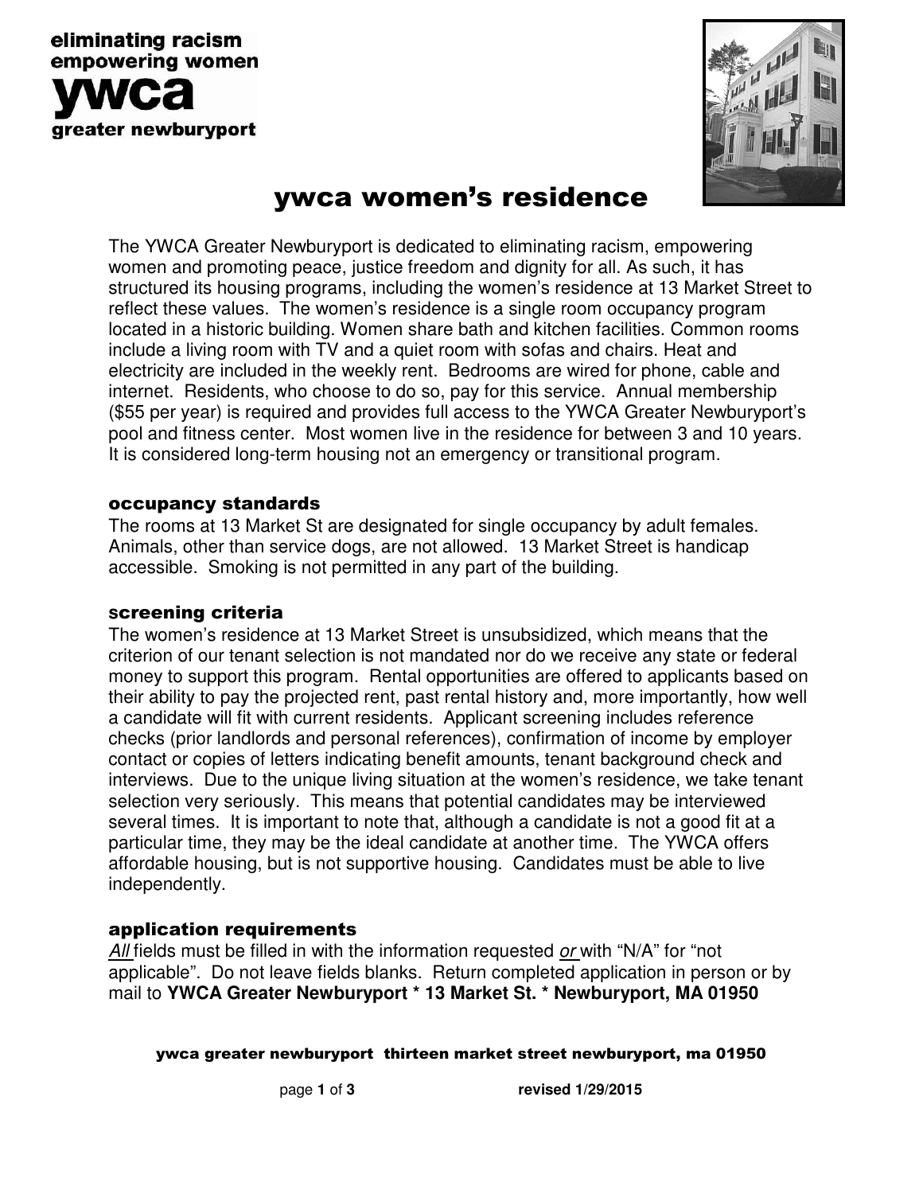eliminating racism
empowering women
**ywca**
greater newburyport

# ywca women's residence

The YWCA Greater Newburyport is dedicated to eliminating racism, empowering women and promoting peace, justice freedom and dignity for all. As such, it has structured its housing programs, including the women's residence at 13 Market Street to reflect these values. The women's residence is a single room occupancy program located in a historic building. Women share bath and kitchen facilities. Common rooms include a living room with TV and a quiet room with sofas and chairs. Heat and electricity are included in the weekly rent. Bedrooms are wired for phone, cable and internet. Residents, who choose to do so, pay for this service. Annual membership ($55 per year) is required and provides full access to the YWCA Greater Newburyport's pool and fitness center. Most women live in the residence for between 3 and 10 years. It is considered long-term housing not an emergency or transitional program.

## occupancy standards

The rooms at 13 Market St are designated for single occupancy by adult females. Animals, other than service dogs, are not allowed. 13 Market Street is handicap accessible. Smoking is not permitted in any part of the building.

## screening criteria

The women's residence at 13 Market Street is unsubsidized, which means that the criterion of our tenant selection is not mandated nor do we receive any state or federal money to support this program. Rental opportunities are offered to applicants based on their ability to pay the projected rent, past rental history and, more importantly, how well a candidate will fit with current residents. Applicant screening includes reference checks (prior landlords and personal references), confirmation of income by employer contact or copies of letters indicating benefit amounts, tenant background check and interviews. Due to the unique living situation at the women's residence, we take tenant selection very seriously. This means that potential candidates may be interviewed several times. It is important to note that, although a candidate is not a good fit at a particular time, they may be the ideal candidate at another time. The YWCA offers affordable housing, but is not supportive housing. Candidates must be able to live independently.

## application requirements

*All* fields must be filled in with the information requested *or* with "N/A" for "not applicable". Do not leave fields blanks. Return completed application in person or by mail to **YWCA Greater Newburyport * 13 Market St. * Newburyport, MA 01950**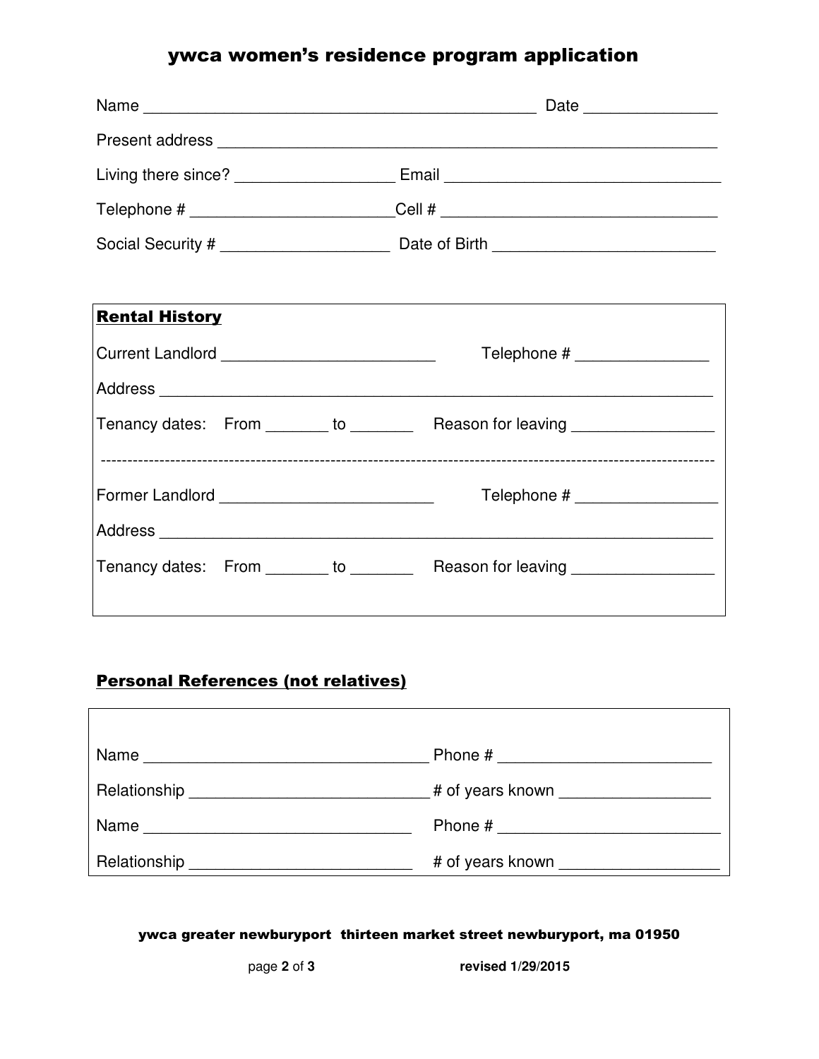# ywca women's residence program application

Name ____________________________________________ Date _______________

Present address ___________________________________________________________

Living there since? __________________ Email ________________________________

Telephone # ________________________Cell # ________________________________

Social Security # ___________________ Date of Birth _________________________

**Rental History**

Current Landlord ________________________ Telephone # _______________

Address ___________________________________________________________

Tenancy dates: From _______ to _______ Reason for leaving ________________

---

Former Landlord ________________________ Telephone # ________________

Address ___________________________________________________________

Tenancy dates: From _______ to _______ Reason for leaving ________________

**Personal References (not relatives)**

Name ________________________________ Phone # ________________________

Relationship __________________________ # of years known ________________

Name ______________________________ Phone # __________________________

Relationship _________________________ # of years known _________________

ywca greater newburyport thirteen market street newburyport, ma 01950

revised 1/29/2015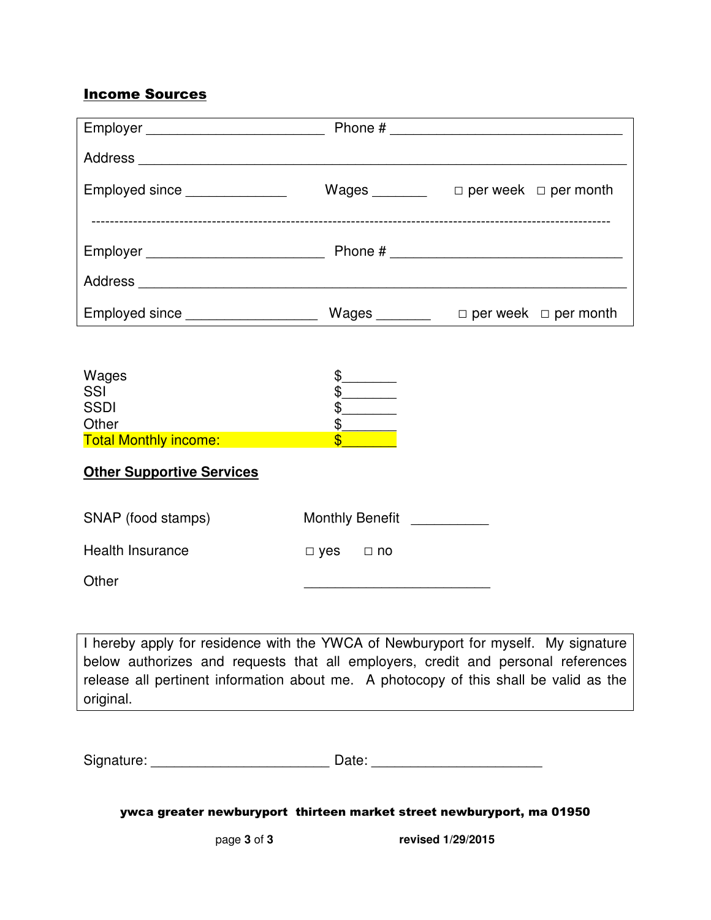## Income Sources

Employer ________________________ Phone # _______________________________

Address _________________________________________________________________

Employed since ______________ Wages ________ □ per week □ per month

---

Employer ________________________ Phone # _______________________________

Address _________________________________________________________________

Employed since __________________ Wages ________ □ per week □ per month

| | |
|---|---|
| Wages | $_______ |
| SSI | $_______ |
| SSDI | $_______ |
| Other | $_______ |
| Total Monthly income: | $_______ |

## Other Supportive Services

SNAP (food stamps) Monthly Benefit __________

Health Insurance □ yes □ no

Other ________________________

I hereby apply for residence with the YWCA of Newburyport for myself. My signature below authorizes and requests that all employers, credit and personal references release all pertinent information about me. A photocopy of this shall be valid as the original.

Signature: ________________________ Date: ______________________

**ywca greater newburyport thirteen market street newburyport, ma 01950**

**revised 1/29/2015**